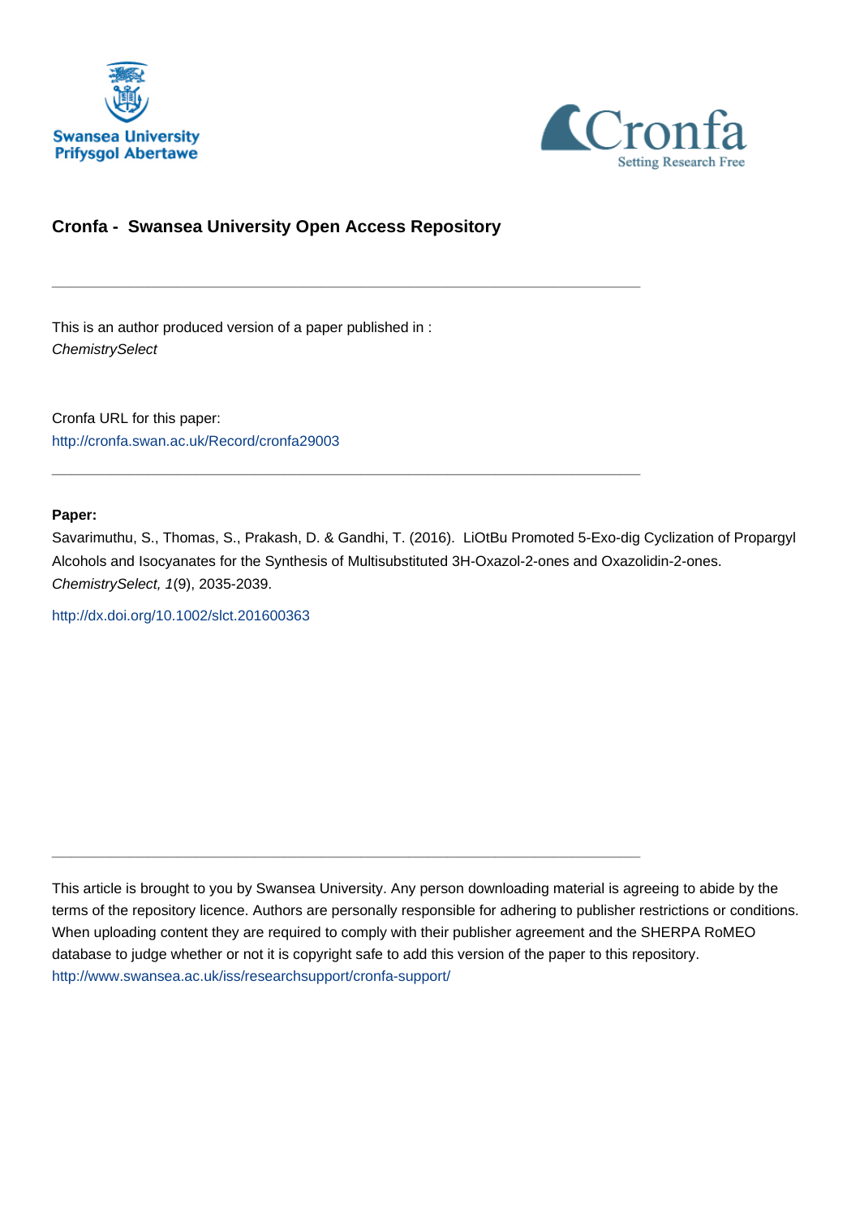# Cronfa - Swansea University Open Access Repository

---

This is an author produced version of a paper published in :
*ChemistrySelect*

Cronfa URL for this paper:
http://cronfa.swan.ac.uk/Record/cronfa29003

---

**Paper:**

Savarimuthu, S., Thomas, S., Prakash, D. & Gandhi, T. (2016). LiOtBu Promoted 5-Exo-dig Cyclization of Propargyl Alcohols and Isocyanates for the Synthesis of Multisubstituted 3H-Oxazol-2-ones and Oxazolidin-2-ones. *ChemistrySelect, 1*(9), 2035-2039.

http://dx.doi.org/10.1002/slct.201600363

---

This article is brought to you by Swansea University. Any person downloading material is agreeing to abide by the terms of the repository licence. Authors are personally responsible for adhering to publisher restrictions or conditions. When uploading content they are required to comply with their publisher agreement and the SHERPA RoMEO database to judge whether or not it is copyright safe to add this version of the paper to this repository.
http://www.swansea.ac.uk/iss/researchsupport/cronfa-support/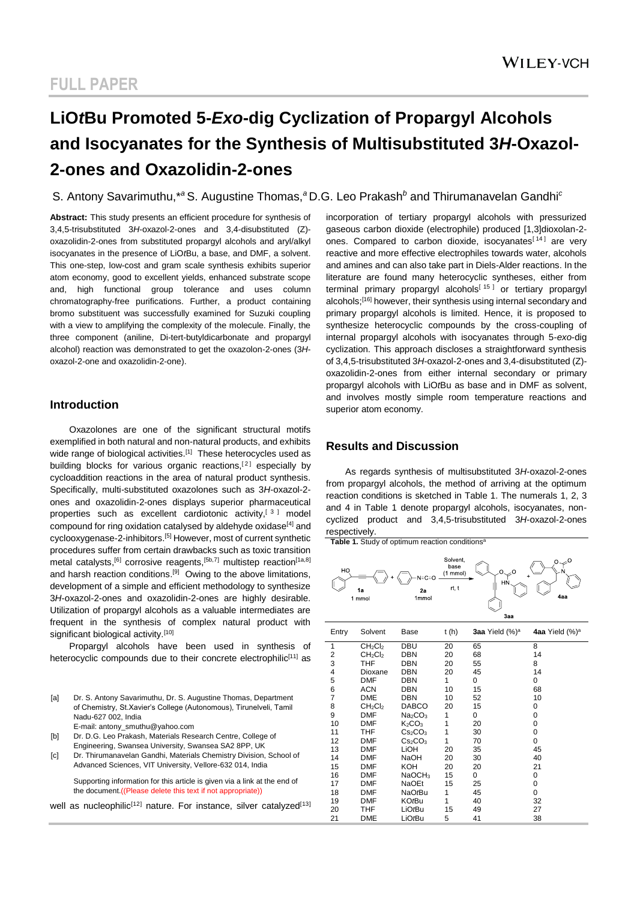# FULL PAPER

# LiO*t*Bu Promoted 5-*Exo*-dig Cyclization of Propargyl Alcohols and Isocyanates for the Synthesis of Multisubstituted 3*H*-Oxazol-2-ones and Oxazolidin-2-ones

S. Antony Savarimuthu,*[a] S. Augustine Thomas,[a] D.G. Leo Prakash[b] and Thirumanavelan Gandhi[c]

**Abstract:** This study presents an efficient procedure for synthesis of 3,4,5-trisubstituted 3*H*-oxazol-2-ones and 3,4-disubstituted (*Z*)-oxazolidin-2-ones from substituted propargyl alcohols and aryl/alkyl isocyanates in the presence of LiO*t*Bu, a base, and DMF, a solvent. This one-step, low-cost and gram scale synthesis exhibits superior atom economy, good to excellent yields, enhanced substrate scope and, high functional group tolerance and uses column chromatography-free purifications. Further, a product containing bromo substituent was successfully examined for Suzuki coupling with a view to amplifying the complexity of the molecule. Finally, the three component (aniline, Di-tert-butyldicarbonate and propargyl alcohol) reaction was demonstrated to get the oxazolon-2-ones (3*H*-oxazol-2-one and oxazolidin-2-one).

## Introduction

Oxazolones are one of the significant structural motifs exemplified in both natural and non-natural products, and exhibits wide range of biological activities.[1] These heterocycles used as building blocks for various organic reactions,[2] especially by cycloaddition reactions in the area of natural product synthesis. Specifically, multi-substituted oxazolones such as 3*H*-oxazol-2-ones and oxazolidin-2-ones displays superior pharmaceutical properties such as excellent cardiotonic activity,[3] model compound for ring oxidation catalysed by aldehyde oxidase[4] and cyclooxygenase-2-inhibitors.[5] However, most of current synthetic procedures suffer from certain drawbacks such as toxic transition metal catalysts,[6] corrosive reagents,[5b,7] multistep reaction[1a,8] and harsh reaction conditions.[9] Owing to the above limitations, development of a simple and efficient methodology to synthesize 3*H*-oxazol-2-ones and oxazolidin-2-ones are highly desirable. Utilization of propargyl alcohols as a valuable intermediates are frequent in the synthesis of complex natural product with significant biological activity.[10]

Propargyl alcohols have been used in synthesis of heterocyclic compounds due to their concrete electrophilic[11] as well as nucleophilic[12] nature. For instance, silver catalyzed[13] incorporation of tertiary propargyl alcohols with pressurized gaseous carbon dioxide (electrophile) produced [1,3]dioxolan-2-ones. Compared to carbon dioxide, isocyanates[14] are very reactive and more effective electrophiles towards water, alcohols and amines and can also take part in Diels-Alder reactions. In the literature are found many heterocyclic syntheses, either from terminal primary propargyl alcohols[15] or tertiary propargyl alcohols;[16] however, their synthesis using internal secondary and primary propargyl alcohols is limited. Hence, it is proposed to synthesize heterocyclic compounds by the cross-coupling of internal propargyl alcohols with isocyanates through 5-*exo*-dig cyclization. This approach discloses a straightforward synthesis of 3,4,5-trisubstituted 3*H*-oxazol-2-ones and 3,4-disubstituted (*Z*)-oxazolidin-2-ones from either internal secondary or primary propargyl alcohols with LiO*t*Bu as base and in DMF as solvent, and involves mostly simple room temperature reactions and superior atom economy.

[a] Dr. S. Antony Savarimuthu, Dr. S. Augustine Thomas, Department of Chemistry, St.Xavier's College (Autonomous), Tirunelveli, Tamil Nadu-627 002, India
E-mail: antony_smuthu@yahoo.com

[b] Dr. D.G. Leo Prakash, Materials Research Centre, College of Engineering, Swansea University, Swansea SA2 8PP, UK

[c] Dr. Thirumanavelan Gandhi, Materials Chemistry Division, School of Advanced Sciences, VIT University, Vellore-632 014, India

Supporting information for this article is given via a link at the end of the document.((Please delete this text if not appropriate))

## Results and Discussion

As regards synthesis of multisubstituted 3*H*-oxazol-2-ones from propargyl alcohols, the method of arriving at the optimum reaction conditions is sketched in Table 1. The numerals 1, 2, 3 and 4 in Table 1 denote propargyl alcohols, isocyanates, non-cyclized product and 3,4,5-trisubstituted 3*H*-oxazol-2-ones respectively.

**Table 1.** Study of optimum reaction conditions[a]

1a (1 mmol) + 2a (1mmol) → Solvent, base (1 mmol), rt, t → 3aa + 4aa

| Entry | Solvent | Base | t (h) | **3aa** Yield (%)[a] | **4aa** Yield (%)[a] |
|---|---|---|---|---|---|
| 1 | $CH_2Cl_2$ | DBU | 20 | 65 | 8 |
| 2 | $CH_2Cl_2$ | DBN | 20 | 68 | 14 |
| 3 | THF | DBN | 20 | 55 | 8 |
| 4 | Dioxane | DBN | 20 | 45 | 14 |
| 5 | DMF | DBN | 1 | 0 | 0 |
| 6 | ACN | DBN | 10 | 15 | 68 |
| 7 | DME | DBN | 10 | 52 | 10 |
| 8 | $CH_2Cl_2$ | DABCO | 20 | 15 | 0 |
| 9 | DMF | $Na_2CO_3$ | 1 | 0 | 0 |
| 10 | DMF | $K_2CO_3$ | 1 | 20 | 0 |
| 11 | THF | $Cs_2CO_3$ | 1 | 30 | 0 |
| 12 | DMF | $Cs_2CO_3$ | 1 | 70 | 0 |
| 13 | DMF | LiOH | 20 | 35 | 45 |
| 14 | DMF | NaOH | 20 | 30 | 40 |
| 15 | DMF | KOH | 20 | 20 | 21 |
| 16 | DMF | $NaOCH_3$ | 15 | 0 | 0 |
| 17 | DMF | NaOEt | 15 | 25 | 0 |
| 18 | DMF | NaO*t*Bu | 1 | 45 | 0 |
| 19 | DMF | KO*t*Bu | 1 | 40 | 32 |
| 20 | THF | LiO*t*Bu | 15 | 49 | 27 |
| 21 | DME | LiO*t*Bu | 5 | 41 | 38 |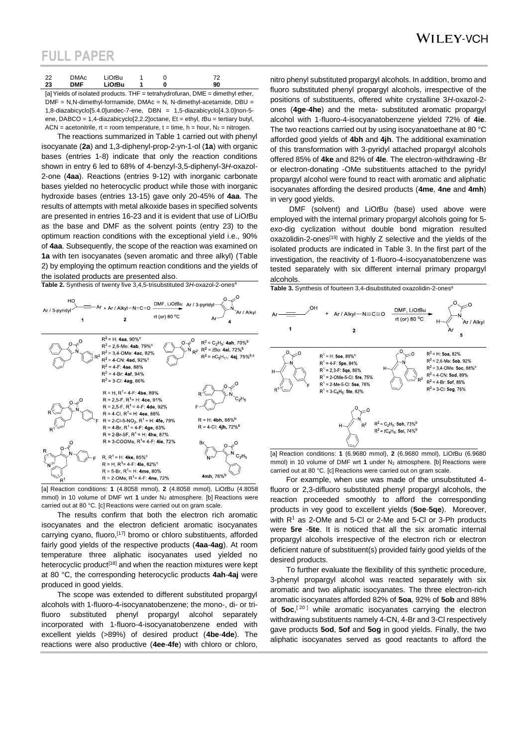| 22 | DMAc | LiO*t*Bu | 1 | 0 | 72 |
|---|---|---|---|---|---|
| **23** | **DMF** | **LiO*t*Bu** | **1** | **0** | **90** |

[a] Yields of isolated products. THF = tetrahydrofuran, DME = dimethyl ether, DMF = N,N-dimethyl-formamide, DMAc = N, N-dimethyl-acetamide, DBU = 1,8-diazabicyclo[5.4.0]undec-7-ene, DBN = 1,5-diazabicyclo[4.3.0]non-5-ene, DABCO = 1,4-diazabicyclo[2.2.2]octane, Et = ethyl, *t*Bu = tertiary butyl, ACN = acetonitrile, rt = room temperature, t = time, h = hour, $N_2$ = nitrogen.

The reactions summarized in Table 1 carried out with phenyl isocyanate (**2a**) and 1,3-diphenyl-prop-2-yn-1-ol (**1a**) with organic bases (entries 1-8) indicate that only the reaction conditions shown in entry 6 led to 68% of 4-benzyl-3,5-diphenyl-3*H*-oxazol-2-one (**4aa**). Reactions (entries 9-12) with inorganic carbonate bases yielded no heterocyclic product while those with inorganic hydroxide bases (entries 13-15) gave only 20-45% of **4aa**. The results of attempts with metal alkoxide bases in specified solvents are presented in entries 16-23 and it is evident that use of LiO*t*Bu as the base and DMF as the solvent points (entry 23) to the optimum reaction conditions with the exceptional yield i.e., 90% of **4aa**. Subsequently, the scope of the reaction was examined on **1a** with ten isocyanates (seven aromatic and three alkyl) (Table 2) by employing the optimum reaction conditions and the yields of the isolated products are presented also.

**Table 2.** Synthesis of twenty five 3,4,5-trisubstituted 3*H*-oxazol-2-ones[a]

Ar / 3-pyridyl propargyl alcohol **1** + Ar / Alkyl–N=C=O **2** → (DMF, LiO*t*Bu, rt (or) 80 °C) → **4**

- $R^2$ = H: **4aa**, 90%[c]; $R^2$ = 2,6-Me: **4ab**, 79%[c]; $R^2$ = 3,4-OMe: **4ac**, 82%; $R^2$ = 4-CN: **4ad**, 92%[c]; $R^2$ = 4-F: **4ae**, 88%; $R^2$ = 4-Br: **4af**, 94%; $R^2$ = 3-Cl: **4ag**, 86%
- $R^2$ = $C_2H_5$: **4ah**, 70%[b]; $R^2$ = *t*Bu: **4ai**, 72%[b]; $R^2$ = $nC_5H_{11}$: **4aj**, 75%[b,c]
- R = H, $R^1$= 4-F: **4be**, 89%; R = 2,5-F, $R^1$= H: **4ce**, 91%; R = 2,5-F, $R^1$ = 4-F: **4de**, 92%; R = 4-Cl, $R^1$= H: **4ee**, 88%; R = 2-Cl-5-$NO_2$, $R^1$ = H: **4fe**, 79%; R = 4-Br, $R^1$ = 4-F: **4ge**, 83%; R = 2-Br-5F, $R^1$ = H: **4he**, 87%; R = 3-COOMe, $R^1$= 4-F: **4ie**, 72%
- R = H: **4bh**, 68%[b]; R = 4-Cl: **4jh**, 72%[b]
- R, $R^1$ = H: **4ke**, 85%[c]; R = H, $R^1$= 4-F: **4le**, 82%[c]; R = 5-Br, $R^1$= H: **4me**, 80%; R = 2-OMe, $R^1$= 4-F: **4ne**, 72%
- **4mh**, 76%[b]

[a] Reaction conditions: **1** (4.8058 mmol), **2** (4.8058 mmol), LiO*t*Bu (4.8058 mmol) in 10 volume of DMF wrt **1** under $N_2$ atmosphere. [b] Reactions were carried out at 80 °C. [c] Reactions were carried out on gram scale.

The results confirm that both the electron rich aromatic isocyanates and the electron deficient aromatic isocyanates carrying cyano, fluoro,[17] bromo or chloro substituents, afforded fairly good yields of the respective products (**4aa**-**4ag**). At room temperature three aliphatic isocyanates used yielded no heterocyclic product[18] and when the reaction mixtures were kept at 80 °C, the corresponding heterocyclic products **4ah**-**4aj** were produced in good yields.

The scope was extended to different substituted propargyl alcohols with 1-fluoro-4-isocyanatobenzene; the mono-, di- or tri-fluoro substituted phenyl propargyl alcohol separately incorporated with 1-fluoro-4-isocyanatobenzene ended with excellent yields (>89%) of desired product (**4be**-**4de**). The reactions were also productive (**4ee**-**4fe**) with chloro or chloro, nitro phenyl substituted propargyl alcohols. In addition, bromo and fluoro substituted phenyl propargyl alcohols, irrespective of the positions of substituents, offered white crystalline 3*H*-oxazol-2-ones (**4ge**-**4he**) and the meta- substituted aromatic propargyl alcohol with 1-fluoro-4-isocyanatobenzene yielded 72% of **4ie**. The two reactions carried out by using isocyanatoethane at 80 °C afforded good yields of **4bh** and **4jh**. The additional examination of this transformation with 3-pyridyl attached propargyl alcohols offered 85% of **4ke** and 82% of **4le**. The electron-withdrawing -Br or electron-donating -OMe substituents attached to the pyridyl propargyl alcohol were found to react with aromatic and aliphatic isocyanates affording the desired products (**4me**, **4ne** and **4mh**) in very good yields.

DMF (solvent) and LiO*t*Bu (base) used above were employed with the internal primary propargyl alcohols going for 5-*exo*-dig cyclization without double bond migration resulted oxazolidin-2-ones[19] with highly Z selective and the yields of the isolated products are indicated in Table 3. In the first part of the investigation, the reactivity of 1-fluoro-4-isocyanatobenzene was tested separately with six different internal primary propargyl alcohols.

**Table 3.** Synthesis of fourteen 3,4-disubstituted oxazolidin-2-ones[a]

Ar–C≡C–CH2OH **1** + Ar / Alkyl–N=C=O **2** → (DMF, LiO*t*Bu, rt (or) 80 °C) → **5**

- $R^1$ = H: **5oe**, 89%[c]; $R^1$ = 4-F: **5pe**, 84%; $R^1$ = 2,3-F: **5qe**, 86%; $R^1$ = 2-OMe-5-Cl: **5re**, 75%; $R^1$ = 2-Me-5-Cl: **5se**, 78%; $R^1$ = 3-$C_6H_5$: **5te**, 82%
- $R^2$ = H: **5oa**, 82%; $R^2$ = 2,6-Me: **5ob**, 92%; $R^2$ = 3,4-OMe: **5oc**, 88%[c]; $R^2$ = 4-CN: **5od**, 89%; $R^2$ = 4-Br: **5of**, 86%; $R^2$ = 3-Cl: **5og**, 76%
- $R^2$ = $C_2H_5$: **5oh**, 73%[b]; $R^2$ = $tC_4H_9$: **5oi**, 74%[b]

[a] Reaction conditions: **1** (6.9680 mmol), **2** (6.9680 mmol), LiO*t*Bu (6.9680 mmol) in 10 volume of DMF wrt **1** under $N_2$ atmosphere. [b] Reactions were carried out at 80 °C. [c] Reactions were carried out on gram scale.

For example, when use was made of the unsubstituted 4-fluoro or 2,3-difluoro substituted phenyl propargyl alcohols, the reaction proceeded smoothly to afford the corresponding products in vey good to excellent yields (**5oe**-**5qe**). Moreover, with $R^1$ as 2-OMe and 5-Cl or 2-Me and 5-Cl or 3-Ph products were **5re** -**5te**. It is noticed that all the six aromatic internal propargyl alcohols irrespective of the electron rich or electron deficient nature of substituent(s) provided fairly good yields of the desired products.

To further evaluate the flexibility of this synthetic procedure, 3-phenyl propargyl alcohol was reacted separately with six aromatic and two aliphatic isocyanates. The three electron-rich aromatic isocyanates afforded 82% of **5oa**, 92% of **5ob** and 88% of **5oc**,[20] while aromatic isocyanates carrying the electron withdrawing substituents namely 4-CN, 4-Br and 3-Cl respectively gave products **5od**, **5of** and **5og** in good yields. Finally, the two aliphatic isocyanates served as good reactants to afford the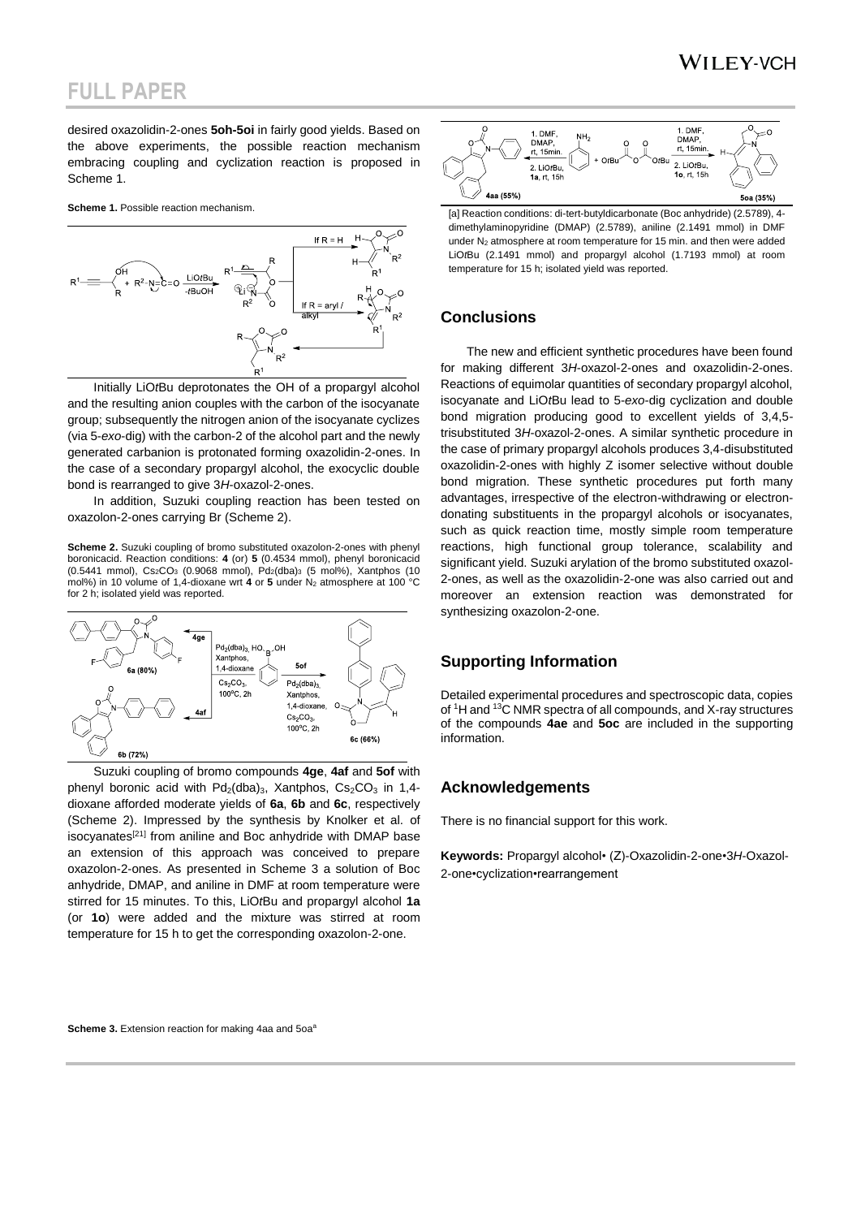## FULL PAPER

desired oxazolidin-2-ones **5oh-5oi** in fairly good yields. Based on the above experiments, the possible reaction mechanism embracing coupling and cyclization reaction is proposed in Scheme 1.

**Scheme 1.** Possible reaction mechanism.

Initially LiO*t*Bu deprotonates the OH of a propargyl alcohol and the resulting anion couples with the carbon of the isocyanate group; subsequently the nitrogen anion of the isocyanate cyclizes (via 5-*exo*-dig) with the carbon-2 of the alcohol part and the newly generated carbanion is protonated forming oxazolidin-2-ones. In the case of a secondary propargyl alcohol, the exocyclic double bond is rearranged to give 3*H*-oxazol-2-ones.

In addition, Suzuki coupling reaction has been tested on oxazolon-2-ones carrying Br (Scheme 2).

**Scheme 2.** Suzuki coupling of bromo substituted oxazolon-2-ones with phenyl boronicacid. Reaction conditions: **4** (or) **5** (0.4534 mmol), phenyl boronicacid (0.5441 mmol), $Cs_2CO_3$ (0.9068 mmol), $Pd_2(dba)_3$ (5 mol%), Xantphos (10 mol%) in 10 volume of 1,4-dioxane wrt **4** or **5** under $N_2$ atmosphere at 100 °C for 2 h; isolated yield was reported.

Suzuki coupling of bromo compounds **4ge**, **4af** and **5of** with phenyl boronic acid with $Pd_2(dba)_3$, Xantphos, $Cs_2CO_3$ in 1,4-dioxane afforded moderate yields of **6a**, **6b** and **6c**, respectively (Scheme 2). Impressed by the synthesis by Knolker et al. of isocyanates[21] from aniline and Boc anhydride with DMAP base an extension of this approach was conceived to prepare oxazolon-2-ones. As presented in Scheme 3 a solution of Boc anhydride, DMAP, and aniline in DMF at room temperature were stirred for 15 minutes. To this, LiO*t*Bu and propargyl alcohol **1a** (or **1o**) were added and the mixture was stirred at room temperature for 15 h to get the corresponding oxazolon-2-one.

**Scheme 3.** Extension reaction for making 4aa and 5oa[a]

[a] Reaction conditions: di-tert-butyldicarbonate (Boc anhydride) (2.5789), 4-dimethylaminopyridine (DMAP) (2.5789), aniline (2.1491 mmol) in DMF under $N_2$ atmosphere at room temperature for 15 min. and then were added LiO*t*Bu (2.1491 mmol) and propargyl alcohol (1.7193 mmol) at room temperature for 15 h; isolated yield was reported.

## Conclusions

The new and efficient synthetic procedures have been found for making different 3*H*-oxazol-2-ones and oxazolidin-2-ones. Reactions of equimolar quantities of secondary propargyl alcohol, isocyanate and LiO*t*Bu lead to 5-*exo*-dig cyclization and double bond migration producing good to excellent yields of 3,4,5-trisubstituted 3*H*-oxazol-2-ones. A similar synthetic procedure in the case of primary propargyl alcohols produces 3,4-disubstituted oxazolidin-2-ones with highly Z isomer selective without double bond migration. These synthetic procedures put forth many advantages, irrespective of the electron-withdrawing or electron-donating substituents in the propargyl alcohols or isocyanates, such as quick reaction time, mostly simple room temperature reactions, high functional group tolerance, scalability and significant yield. Suzuki arylation of the bromo substituted oxazol-2-ones, as well as the oxazolidin-2-one was also carried out and moreover an extension reaction was demonstrated for synthesizing oxazolon-2-one.

## Supporting Information

Detailed experimental procedures and spectroscopic data, copies of $^1$H and $^{13}$C NMR spectra of all compounds, and X-ray structures of the compounds **4ae** and **5oc** are included in the supporting information.

## Acknowledgements

There is no financial support for this work.

**Keywords:** Propargyl alcohol• (Z)-Oxazolidin-2-one•3*H*-Oxazol-2-one•cyclization•rearrangement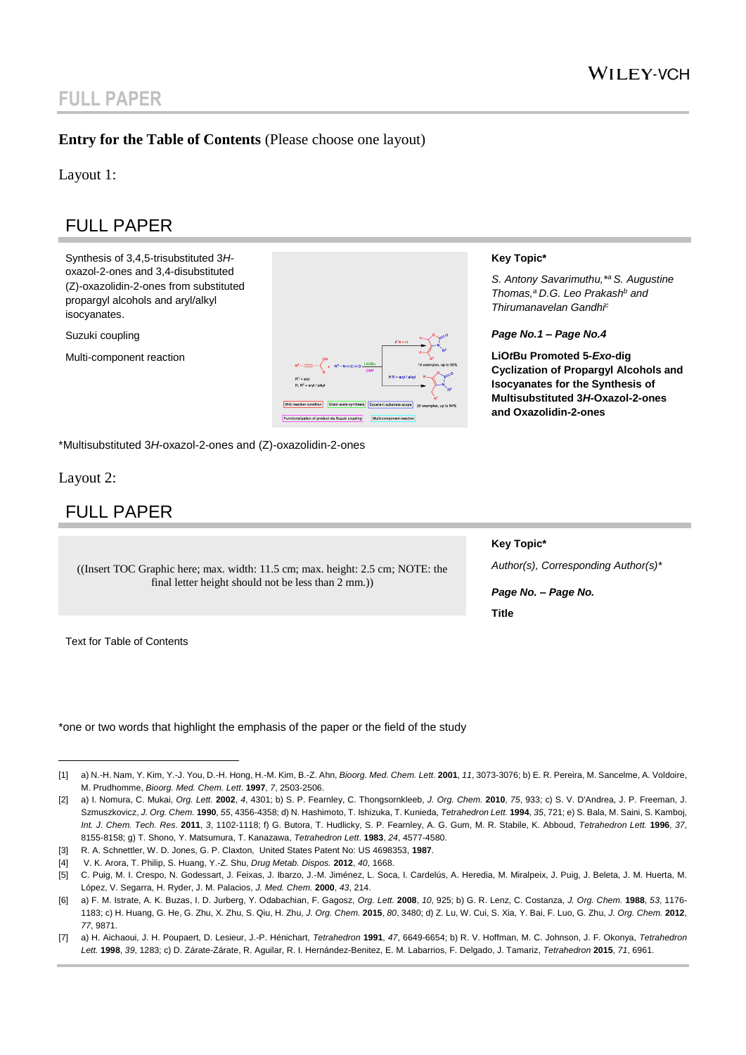# FULL PAPER

**Entry for the Table of Contents** (Please choose one layout)

Layout 1:

## FULL PAPER

Synthesis of 3,4,5-trisubstituted 3*H*-oxazol-2-ones and 3,4-disubstituted (Z)-oxazolidin-2-ones from substituted propargyl alcohols and aryl/alkyl isocyanates.

Suzuki coupling

Multi-component reaction

**Key Topic***

*S. Antony Savarimuthu,\*[a] S. Augustine Thomas,[a] D.G. Leo Prakash[b] and Thirumanavelan Gandhi[c]*

***Page No.1 – Page No.4***

**LiO*t*Bu Promoted 5-*Exo*-dig Cyclization of Propargyl Alcohols and Isocyanates for the Synthesis of Multisubstituted 3*H*-Oxazol-2-ones and Oxazolidin-2-ones**

*Multisubstituted 3*H*-oxazol-2-ones and (Z)-oxazolidin-2-ones

Layout 2:

## FULL PAPER

((Insert TOC Graphic here; max. width: 11.5 cm; max. height: 2.5 cm; NOTE: the final letter height should not be less than 2 mm.))

**Key Topic***

*Author(s), Corresponding Author(s)**

***Page No. – Page No.***

**Title**

Text for Table of Contents

*one or two words that highlight the emphasis of the paper or the field of the study

---

[1] a) N.-H. Nam, Y. Kim, Y.-J. You, D.-H. Hong, H.-M. Kim, B.-Z. Ahn, *Bioorg. Med. Chem. Lett*. **2001**, *11*, 3073-3076; b) E. R. Pereira, M. Sancelme, A. Voldoire, M. Prudhomme, *Bioorg. Med. Chem. Lett*. **1997**, *7*, 2503-2506.

[2] a) I. Nomura, C. Mukai, *Org. Lett.* **2002**, *4*, 4301; b) S. P. Fearnley, C. Thongsornkleeb, *J. Org. Chem.* **2010**, *75*, 933; c) S. V. D'Andrea, J. P. Freeman, J. Szmuszkovicz, *J. Org. Chem.* **1990**, *55*, 4356-4358; d) N. Hashimoto, T. Ishizuka, T. Kunieda, *Tetrahedron Lett.* **1994**, *35*, 721; e) S. Bala, M. Saini, S. Kamboj, *Int. J. Chem. Tech. Res*. **2011**, *3*, 1102-1118; f) G. Butora, T. Hudlicky, S. P. Fearnley, A. G. Gum, M. R. Stabile, K. Abboud, *Tetrahedron Lett.* **1996**, *37*, 8155-8158; g) T. Shono, Y. Matsumura, T. Kanazawa, *Tetrahedron Lett*. **1983**, *24*, 4577-4580.

[3] R. A. Schnettler, W. D. Jones, G. P. Claxton, United States Patent No: US 4698353, **1987**.

[4] V. K. Arora, T. Philip, S. Huang, Y.-Z. Shu, *Drug Metab. Dispos.* **2012**, *40*, 1668.

[5] C. Puig, M. I. Crespo, N. Godessart, J. Feixas, J. Ibarzo, J.-M. Jiménez, L. Soca, I. Cardelús, A. Heredia, M. Miralpeix, J. Puig, J. Beleta, J. M. Huerta, M. López, V. Segarra, H. Ryder, J. M. Palacios, *J. Med. Chem.* **2000**, *43*, 214.

[6] a) F. M. Istrate, A. K. Buzas, I. D. Jurberg, Y. Odabachian, F. Gagosz, *Org. Lett.* **2008**, *10*, 925; b) G. R. Lenz, C. Costanza, *J. Org. Chem.* **1988**, *53*, 1176-1183; c) H. Huang, G. He, G. Zhu, X. Zhu, S. Qiu, H. Zhu, *J. Org. Chem.* **2015**, *80*, 3480; d) Z. Lu, W. Cui, S. Xia, Y. Bai, F. Luo, G. Zhu, *J. Org. Chem.* **2012**, *77*, 9871.

[7] a) H. Aichaoui, J. H. Poupaert, D. Lesieur, J.-P. Hénichart, *Tetrahedron* **1991**, *47*, 6649-6654; b) R. V. Hoffman, M. C. Johnson, J. F. Okonya, *Tetrahedron Lett.* **1998**, *39*, 1283; c) D. Zárate-Zárate, R. Aguilar, R. I. Hernández-Benitez, E. M. Labarrios, F. Delgado, J. Tamariz, *Tetrahedron* **2015**, *71*, 6961.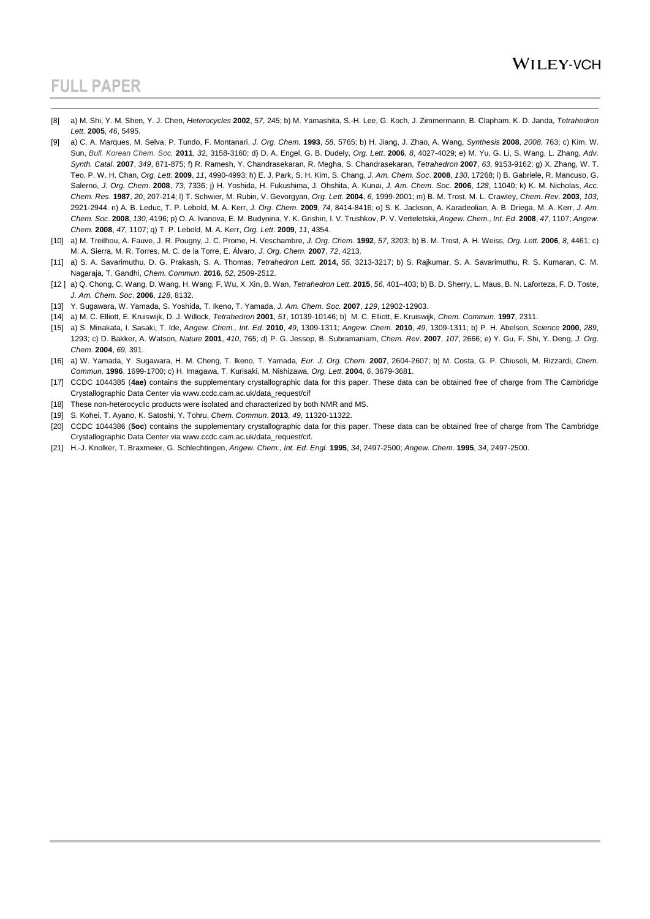[8] a) M. Shi, Y. M. Shen, Y. J. Chen, *Heterocycles* **2002**, *57*, 245; b) M. Yamashita, S.-H. Lee, G. Koch, J. Zimmermann, B. Clapham, K. D. Janda, *Tetrahedron Lett.* **2005**, *46*, 5495.

[9] a) C. A. Marques, M. Selva, P. Tundo, F. Montanari, *J. Org. Chem.* **1993**, *58*, 5765; b) H. Jiang, J. Zhao, A. Wang, *Synthesis* **2008**, *2008*, 763; c) Kim, W. Sun, *Bull. Korean Chem. Soc.* **2011**, *32*, 3158-3160; d) D. A. Engel, G. B. Dudely, *Org. Lett*. **2006**, *8*, 4027-4029; e) M. Yu, G. Li, S. Wang, L. Zhang, *Adv. Synth. Catal*. **2007**, *349*, 871-875; f) R. Ramesh, Y. Chandrasekaran, R. Megha, S. Chandrasekaran, *Tetrahedron* **2007**, *63*, 9153-9162; g) X. Zhang, W. T. Teo, P. W. H. Chan, *Org. Lett*. **2009**, *11*, 4990-4993; h) E. J. Park, S. H. Kim, S. Chang, *J. Am. Chem. Soc*. **2008**, *130*, 17268; i) B. Gabriele, R. Mancuso, G. Salerno, *J. Org. Chem*. **2008**, *73*, 7336; j) H. Yoshida, H. Fukushima, J. Ohshita, A. Kunai, *J. Am. Chem. Soc*. **2006**, *128*, 11040; k) K. M. Nicholas, *Acc. Chem. Res*. **1987**, *20*, 207-214; l) T. Schwier, M. Rubin, V. Gevorgyan, *Org. Lett*. **2004**, *6*, 1999-2001; m) B. M. Trost, M. L. Crawley, *Chem. Rev*. **2003**, *103*, 2921-2944. n) A. B. Leduc, T. P. Lebold, M. A. Kerr, *J. Org. Chem*. **2009**, *74*, 8414-8416; o) S. K. Jackson, A. Karadeolian, A. B. Driega, M. A. Kerr, *J. Am. Chem. Soc*. **2008**, *130*, 4196; p) O. A. Ivanova, E. M. Budynina, Y. K. Grishin, I. V. Trushkov, P. V. Verteletskii, *Angew. Chem., Int. Ed*. **2008**, *47*, 1107; *Angew. Chem.* **2008**, *47*, 1107; q) T. P. Lebold, M. A. Kerr, *Org. Lett*. **2009**, *11*, 4354.

[10] a) M. Treilhou, A. Fauve, J. R. Pougny, J. C. Prome, H. Veschambre, *J. Org. Chem.* **1992**, *57*, 3203; b) B. M. Trost, A. H. Weiss, *Org. Lett.* **2006**, *8*, 4461; c) M. A. Sierra, M. R. Torres, M. C. de la Torre, E. Álvaro, *J. Org. Chem.* **2007**, *72*, 4213.

[11] a) S. A. Savarimuthu, D. G. Prakash, S. A. Thomas, *Tetrahedron Lett.* **2014,** *55,* 3213-3217; b) S. Rajkumar, S. A. Savarimuthu, R. S. Kumaran, C. M. Nagaraja, T. Gandhi, *Chem. Commun*. **2016**, *52*, 2509-2512.

[12] a) Q. Chong, C. Wang, D. Wang, H. Wang, F. Wu, X. Xin, B. Wan, *Tetrahedron Lett*. **2015**, *56*, 401–403; b) B. D. Sherry, L. Maus, B. N. Laforteza, F. D. Toste, *J. Am. Chem. Soc*. **2006**, *128*, 8132.

[13] Y. Sugawara, W. Yamada, S. Yoshida, T. Ikeno, T. Yamada, *J. Am. Chem. Soc.* **2007**, *129*, 12902-12903.

[14] a) M. C. Elliott, E. Kruiswijk, D. J. Willock, *Tetrahedron* **2001**, *51*, 10139-10146; b) M. C. Elliott, E. Kruiswijk, *Chem. Commun*. **1997**, 2311.

[15] a) S. Minakata, I. Sasaki, T. Ide, *Angew. Chem., Int. Ed*. **2010**, *49*, 1309-1311; *Angew. Chem.* **2010**, *49*, 1309-1311; b) P. H. Abelson, *Science* **2000**, *289*, 1293; c) D. Bakker, A. Watson, *Nature* **2001**, *410*, 765; d) P. G. Jessop, B. Subramaniam, *Chem. Rev*. **2007**, *107*, 2666; e) Y. Gu, F. Shi, Y. Deng, *J. Org. Chem*. **2004**, *69*, 391.

[16] a) W. Yamada, Y. Sugawara, H. M. Cheng, T. Ikeno, T. Yamada, *Eur. J. Org. Chem*. **2007**, 2604-2607; b) M. Costa, G. P. Chiusoli, M. Rizzardi, *Chem. Commun.* **1996**, 1699-1700; c) H. Imagawa, T. Kurisaki, M. Nishizawa, *Org. Lett*. **2004**, *6*, 3679-3681.

[17] CCDC 1044385 (**4ae)** contains the supplementary crystallographic data for this paper. These data can be obtained free of charge from The Cambridge Crystallographic Data Center via www.ccdc.cam.ac.uk/data_request/cif

[18] These non-heterocyclic products were isolated and characterized by both NMR and MS.

[19] S. Kohei, T. Ayano, K. Satoshi, Y. Tohru, *Chem. Commun*. **2013**, *49*, 11320-11322.

[20] CCDC 1044386 (**5oc**) contains the supplementary crystallographic data for this paper. These data can be obtained free of charge from The Cambridge Crystallographic Data Center via www.ccdc.cam.ac.uk/data_request/cif.

[21] H.-J. Knolker, T. Braxmeier, G. Schlechtingen, *Angew. Chem., Int. Ed. Engl.* **1995**, *34*, 2497-2500; *Angew. Chem.* **1995**, *34*, 2497-2500.